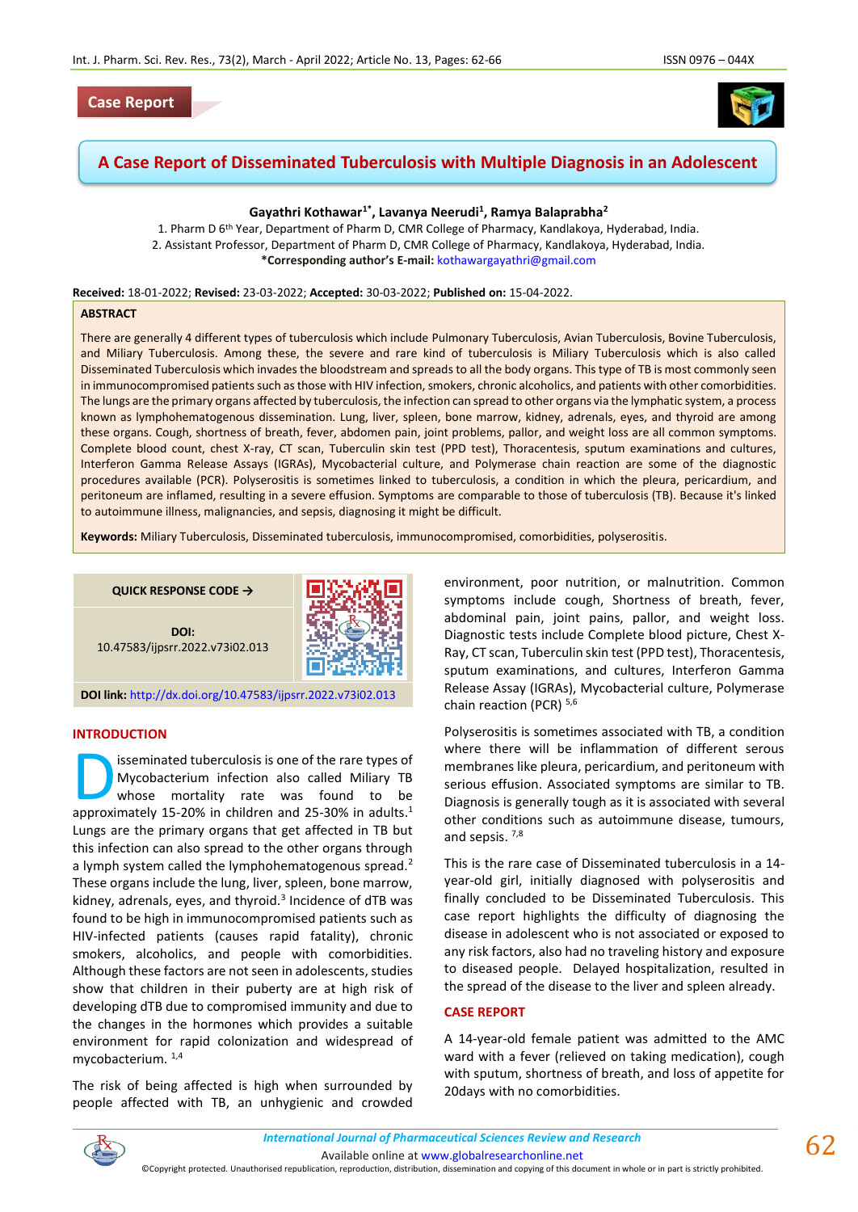Case Report

# A Case Report of Disseminated Tuberculosis with Multiple Diagnosis in an Adolescent

**Gayathri Kothawar[1*], Lavanya Neerudi[1], Ramya Balaprabha[2]**

1. Pharm D 6th Year, Department of Pharm D, CMR College of Pharmacy, Kandlakoya, Hyderabad, India.
2. Assistant Professor, Department of Pharm D, CMR College of Pharmacy, Kandlakoya, Hyderabad, India.

***Corresponding author's E-mail:** kothawargayathri@gmail.com

**Received:** 18-01-2022; **Revised:** 23-03-2022; **Accepted:** 30-03-2022; **Published on:** 15-04-2022.

## ABSTRACT

There are generally 4 different types of tuberculosis which include Pulmonary Tuberculosis, Avian Tuberculosis, Bovine Tuberculosis, and Miliary Tuberculosis. Among these, the severe and rare kind of tuberculosis is Miliary Tuberculosis which is also called Disseminated Tuberculosis which invades the bloodstream and spreads to all the body organs. This type of TB is most commonly seen in immunocompromised patients such as those with HIV infection, smokers, chronic alcoholics, and patients with other comorbidities. The lungs are the primary organs affected by tuberculosis, the infection can spread to other organs via the lymphatic system, a process known as lymphohematogenous dissemination. Lung, liver, spleen, bone marrow, kidney, adrenals, eyes, and thyroid are among these organs. Cough, shortness of breath, fever, abdomen pain, joint problems, pallor, and weight loss are all common symptoms. Complete blood count, chest X-ray, CT scan, Tuberculin skin test (PPD test), Thoracentesis, sputum examinations and cultures, Interferon Gamma Release Assays (IGRAs), Mycobacterial culture, and Polymerase chain reaction are some of the diagnostic procedures available (PCR). Polyserositis is sometimes linked to tuberculosis, a condition in which the pleura, pericardium, and peritoneum are inflamed, resulting in a severe effusion. Symptoms are comparable to those of tuberculosis (TB). Because it's linked to autoimmune illness, malignancies, and sepsis, diagnosing it might be difficult.

**Keywords:** Miliary Tuberculosis, Disseminated tuberculosis, immunocompromised, comorbidities, polyserositis.

QUICK RESPONSE CODE →

**DOI:** 10.47583/ijpsrr.2022.v73i02.013

**DOI link:** http://dx.doi.org/10.47583/ijpsrr.2022.v73i02.013

## INTRODUCTION

Disseminated tuberculosis is one of the rare types of Mycobacterium infection also called Miliary TB whose mortality rate was found to be approximately 15-20% in children and 25-30% in adults.[1] Lungs are the primary organs that get affected in TB but this infection can also spread to the other organs through a lymph system called the lymphohematogenous spread.[2] These organs include the lung, liver, spleen, bone marrow, kidney, adrenals, eyes, and thyroid.[3] Incidence of dTB was found to be high in immunocompromised patients such as HIV-infected patients (causes rapid fatality), chronic smokers, alcoholics, and people with comorbidities. Although these factors are not seen in adolescents, studies show that children in their puberty are at high risk of developing dTB due to compromised immunity and due to the changes in the hormones which provides a suitable environment for rapid colonization and widespread of mycobacterium. [1,4]

The risk of being affected is high when surrounded by people affected with TB, an unhygienic and crowded environment, poor nutrition, or malnutrition. Common symptoms include cough, Shortness of breath, fever, abdominal pain, joint pains, pallor, and weight loss. Diagnostic tests include Complete blood picture, Chest X-Ray, CT scan, Tuberculin skin test (PPD test), Thoracentesis, sputum examinations, and cultures, Interferon Gamma Release Assay (IGRAs), Mycobacterial culture, Polymerase chain reaction (PCR) [5,6]

Polyserositis is sometimes associated with TB, a condition where there will be inflammation of different serous membranes like pleura, pericardium, and peritoneum with serious effusion. Associated symptoms are similar to TB. Diagnosis is generally tough as it is associated with several other conditions such as autoimmune disease, tumours, and sepsis. [7,8]

This is the rare case of Disseminated tuberculosis in a 14-year-old girl, initially diagnosed with polyserositis and finally concluded to be Disseminated Tuberculosis. This case report highlights the difficulty of diagnosing the disease in adolescent who is not associated or exposed to any risk factors, also had no traveling history and exposure to diseased people. Delayed hospitalization, resulted in the spread of the disease to the liver and spleen already.

## CASE REPORT

A 14-year-old female patient was admitted to the AMC ward with a fever (relieved on taking medication), cough with sputum, shortness of breath, and loss of appetite for 20days with no comorbidities.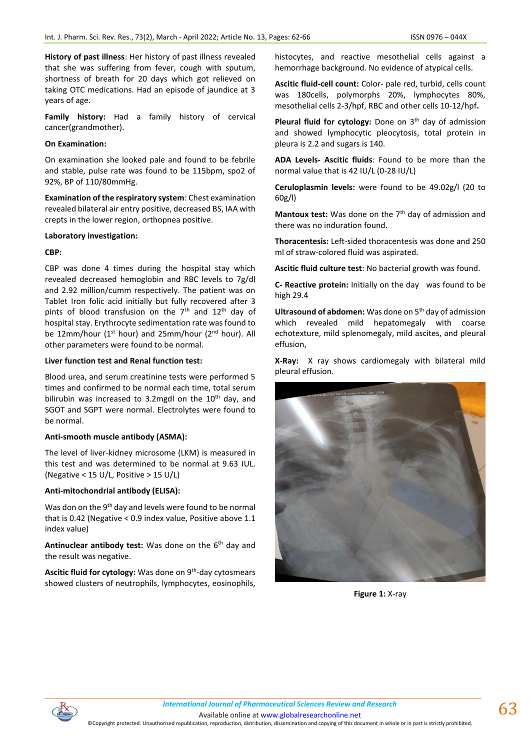**History of past illness**: Her history of past illness revealed that she was suffering from fever, cough with sputum, shortness of breath for 20 days which got relieved on taking OTC medications. Had an episode of jaundice at 3 years of age.

**Family history:** Had a family history of cervical cancer(grandmother).

**On Examination:**

On examination she looked pale and found to be febrile and stable, pulse rate was found to be 115bpm, spo2 of 92%, BP of 110/80mmHg.

**Examination of the respiratory system**: Chest examination revealed bilateral air entry positive, decreased BS, IAA with crepts in the lower region, orthopnea positive.

**Laboratory investigation:**

**CBP:**

CBP was done 4 times during the hospital stay which revealed decreased hemoglobin and RBC levels to 7g/dl and 2.92 million/cumm respectively. The patient was on Tablet Iron folic acid initially but fully recovered after 3 pints of blood transfusion on the 7th and 12th day of hospital stay. Erythrocyte sedimentation rate was found to be 12mm/hour (1st hour) and 25mm/hour (2nd hour). All other parameters were found to be normal.

**Liver function test and Renal function test:**

Blood urea, and serum creatinine tests were performed 5 times and confirmed to be normal each time, total serum bilirubin was increased to 3.2mgdl on the 10th day, and SGOT and SGPT were normal. Electrolytes were found to be normal.

**Anti-smooth muscle antibody (ASMA):**

The level of liver-kidney microsome (LKM) is measured in this test and was determined to be normal at 9.63 IUL. (Negative < 15 U/L, Positive > 15 U/L)

**Anti-mitochondrial antibody (ELISA):**

Was don on the 9th day and levels were found to be normal that is 0.42 (Negative < 0.9 index value, Positive above 1.1 index value)

**Antinuclear antibody test:** Was done on the 6th day and the result was negative.

**Ascitic fluid for cytology:** Was done on 9th-day cytosmears showed clusters of neutrophils, lymphocytes, eosinophils, histocytes, and reactive mesothelial cells against a hemorrhage background. No evidence of atypical cells.

**Ascitic fluid-cell count:** Color- pale red, turbid, cells count was 180cells, polymorphs 20%, lymphocytes 80%, mesothelial cells 2-3/hpf, RBC and other cells 10-12/hpf.

**Pleural fluid for cytology:** Done on 3th day of admission and showed lymphocytic pleocytosis, total protein in pleura is 2.2 and sugars is 140.

**ADA Levels- Ascitic fluids**: Found to be more than the normal value that is 42 IU/L (0-28 IU/L)

**Ceruloplasmin levels:** were found to be 49.02g/l (20 to 60g/l)

**Mantoux test:** Was done on the 7th day of admission and there was no induration found.

**Thoracentesis:** Left-sided thoracentesis was done and 250 ml of straw-colored fluid was aspirated.

**Ascitic fluid culture test**: No bacterial growth was found.

**C- Reactive protein:** Initially on the day was found to be high 29.4

**Ultrasound of abdomen:** Was done on 5th day of admission which revealed mild hepatomegaly with coarse echotexture, mild splenomegaly, mild ascites, and pleural effusion,

**X-Ray:** X ray shows cardiomegaly with bilateral mild pleural effusion.

**Figure 1:** X-ray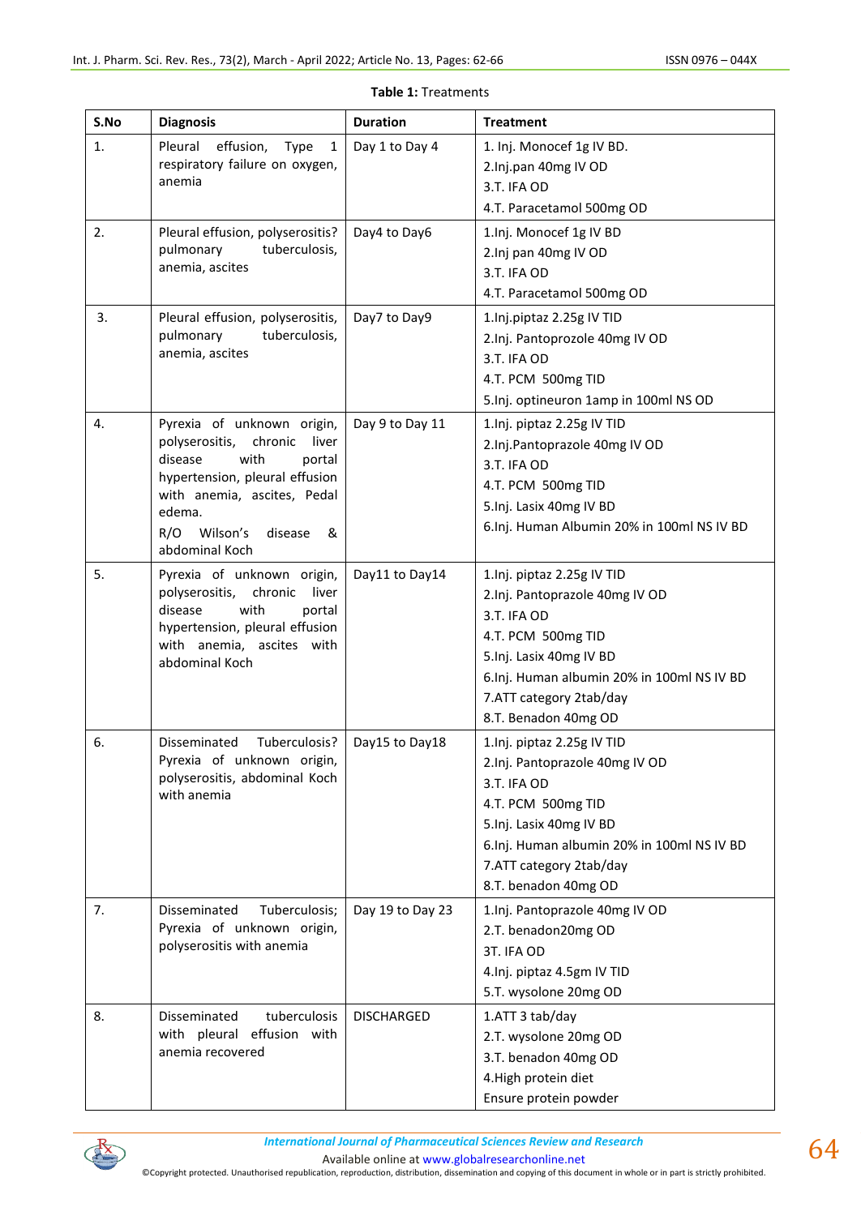**Table 1:** Treatments

| S.No | Diagnosis | Duration | Treatment |
|---|---|---|---|
| 1. | Pleural effusion, Type 1 respiratory failure on oxygen, anemia | Day 1 to Day 4 | 1. Inj. Monocef 1g IV BD.<br>2.Inj.pan 40mg IV OD<br>3.T. IFA OD<br>4.T. Paracetamol 500mg OD |
| 2. | Pleural effusion, polyserositis? pulmonary tuberculosis, anemia, ascites | Day4 to Day6 | 1.Inj. Monocef 1g IV BD<br>2.Inj pan 40mg IV OD<br>3.T. IFA OD<br>4.T. Paracetamol 500mg OD |
| 3. | Pleural effusion, polyserositis, pulmonary tuberculosis, anemia, ascites | Day7 to Day9 | 1.Inj.piptaz 2.25g IV TID<br>2.Inj. Pantoprozole 40mg IV OD<br>3.T. IFA OD<br>4.T. PCM 500mg TID<br>5.Inj. optineuron 1amp in 100ml NS OD |
| 4. | Pyrexia of unknown origin, polyserositis, chronic liver disease with portal hypertension, pleural effusion with anemia, ascites, Pedal edema.<br>R/O Wilson's disease & abdominal Koch | Day 9 to Day 11 | 1.Inj. piptaz 2.25g IV TID<br>2.Inj.Pantoprazole 40mg IV OD<br>3.T. IFA OD<br>4.T. PCM 500mg TID<br>5.Inj. Lasix 40mg IV BD<br>6.Inj. Human Albumin 20% in 100ml NS IV BD |
| 5. | Pyrexia of unknown origin, polyserositis, chronic liver disease with portal hypertension, pleural effusion with anemia, ascites with abdominal Koch | Day11 to Day14 | 1.Inj. piptaz 2.25g IV TID<br>2.Inj. Pantoprazole 40mg IV OD<br>3.T. IFA OD<br>4.T. PCM 500mg TID<br>5.Inj. Lasix 40mg IV BD<br>6.Inj. Human albumin 20% in 100ml NS IV BD<br>7.ATT category 2tab/day<br>8.T. Benadon 40mg OD |
| 6. | Disseminated Tuberculosis? Pyrexia of unknown origin, polyserositis, abdominal Koch with anemia | Day15 to Day18 | 1.Inj. piptaz 2.25g IV TID<br>2.Inj. Pantoprazole 40mg IV OD<br>3.T. IFA OD<br>4.T. PCM 500mg TID<br>5.Inj. Lasix 40mg IV BD<br>6.Inj. Human albumin 20% in 100ml NS IV BD<br>7.ATT category 2tab/day<br>8.T. benadon 40mg OD |
| 7. | Disseminated Tuberculosis; Pyrexia of unknown origin, polyserositis with anemia | Day 19 to Day 23 | 1.Inj. Pantoprazole 40mg IV OD<br>2.T. benadon20mg OD<br>3T. IFA OD<br>4.Inj. piptaz 4.5gm IV TID<br>5.T. wysolone 20mg OD |
| 8. | Disseminated tuberculosis with pleural effusion with anemia recovered | DISCHARGED | 1.ATT 3 tab/day<br>2.T. wysolone 20mg OD<br>3.T. benadon 40mg OD<br>4.High protein diet<br>Ensure protein powder |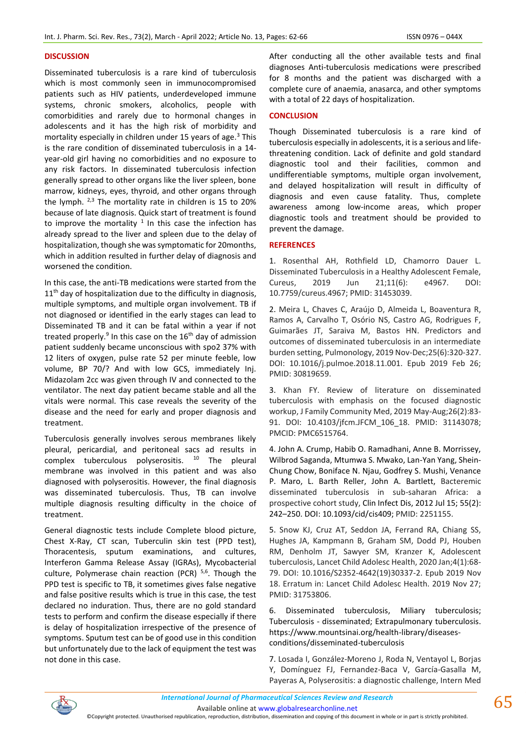## DISCUSSION

Disseminated tuberculosis is a rare kind of tuberculosis which is most commonly seen in immunocompromised patients such as HIV patients, underdeveloped immune systems, chronic smokers, alcoholics, people with comorbidities and rarely due to hormonal changes in adolescents and it has the high risk of morbidity and mortality especially in children under 15 years of age.[3] This is the rare condition of disseminated tuberculosis in a 14-year-old girl having no comorbidities and no exposure to any risk factors. In disseminated tuberculosis infection generally spread to other organs like the liver spleen, bone marrow, kidneys, eyes, thyroid, and other organs through the lymph. [2,3] The mortality rate in children is 15 to 20% because of late diagnosis. Quick start of treatment is found to improve the mortality [1] In this case the infection has already spread to the liver and spleen due to the delay of hospitalization, though she was symptomatic for 20months, which in addition resulted in further delay of diagnosis and worsened the condition.

In this case, the anti-TB medications were started from the 11th day of hospitalization due to the difficulty in diagnosis, multiple symptoms, and multiple organ involvement. TB if not diagnosed or identified in the early stages can lead to Disseminated TB and it can be fatal within a year if not treated properly.[9] In this case on the 16th day of admission patient suddenly became unconscious with spo2 37% with 12 liters of oxygen, pulse rate 52 per minute feeble, low volume, BP 70/? And with low GCS, immediately Inj. Midazolam 2cc was given through IV and connected to the ventilator. The next day patient became stable and all the vitals were normal. This case reveals the severity of the disease and the need for early and proper diagnosis and treatment.

Tuberculosis generally involves serous membranes likely pleural, pericardial, and peritoneal sacs ad results in complex tuberculous polyserositis. [10] The pleural membrane was involved in this patient and was also diagnosed with polyserositis. However, the final diagnosis was disseminated tuberculosis. Thus, TB can involve multiple diagnosis resulting difficulty in the choice of treatment.

General diagnostic tests include Complete blood picture, Chest X-Ray, CT scan, Tuberculin skin test (PPD test), Thoracentesis, sputum examinations, and cultures, Interferon Gamma Release Assay (IGRAs), Mycobacterial culture, Polymerase chain reaction (PCR) [5,6]. Though the PPD test is specific to TB, it sometimes gives false negative and false positive results which is true in this case, the test declared no induration. Thus, there are no gold standard tests to perform and confirm the disease especially if there is delay of hospitalization irrespective of the presence of symptoms. Sputum test can be of good use in this condition but unfortunately due to the lack of equipment the test was not done in this case.

After conducting all the other available tests and final diagnoses Anti-tuberculosis medications were prescribed for 8 months and the patient was discharged with a complete cure of anaemia, anasarca, and other symptoms with a total of 22 days of hospitalization.

## CONCLUSION

Though Disseminated tuberculosis is a rare kind of tuberculosis especially in adolescents, it is a serious and life-threatening condition. Lack of definite and gold standard diagnostic tool and their facilities, common and undifferentiable symptoms, multiple organ involvement, and delayed hospitalization will result in difficulty of diagnosis and even cause fatality. Thus, complete awareness among low-income areas, which proper diagnostic tools and treatment should be provided to prevent the damage.

## REFERENCES

1. Rosenthal AH, Rothfield LD, Chamorro Dauer L. Disseminated Tuberculosis in a Healthy Adolescent Female, Cureus, 2019 Jun 21;11(6): e4967. DOI: 10.7759/cureus.4967; PMID: 31453039.

2. Meira L, Chaves C, Araújo D, Almeida L, Boaventura R, Ramos A, Carvalho T, Osório NS, Castro AG, Rodrigues F, Guimarães JT, Saraiva M, Bastos HN. Predictors and outcomes of disseminated tuberculosis in an intermediate burden setting, Pulmonology, 2019 Nov-Dec;25(6):320-327. DOI: 10.1016/j.pulmoe.2018.11.001. Epub 2019 Feb 26; PMID: 30819659.

3. Khan FY. Review of literature on disseminated tuberculosis with emphasis on the focused diagnostic workup, J Family Community Med, 2019 May-Aug;26(2):83-91. DOI: 10.4103/jfcm.JFCM_106_18. PMID: 31143078; PMCID: PMC6515764.

4. John A. Crump, Habib O. Ramadhani, Anne B. Morrissey, Wilbrod Saganda, Mtumwa S. Mwako, Lan-Yan Yang, Shein-Chung Chow, Boniface N. Njau, Godfrey S. Mushi, Venance P. Maro, L. Barth Reller, John A. Bartlett, Bacteremic disseminated tuberculosis in sub-saharan Africa: a prospective cohort study, Clin Infect Dis, 2012 Jul 15; 55(2): 242–250. DOI: 10.1093/cid/cis409; PMID: 2251155.

5. Snow KJ, Cruz AT, Seddon JA, Ferrand RA, Chiang SS, Hughes JA, Kampmann B, Graham SM, Dodd PJ, Houben RM, Denholm JT, Sawyer SM, Kranzer K, Adolescent tuberculosis, Lancet Child Adolesc Health, 2020 Jan;4(1):68-79. DOI: 10.1016/S2352-4642(19)30337-2. Epub 2019 Nov 18. Erratum in: Lancet Child Adolesc Health. 2019 Nov 27; PMID: 31753806.

6. Disseminated tuberculosis, Miliary tuberculosis; Tuberculosis - disseminated; Extrapulmonary tuberculosis. https://www.mountsinai.org/health-library/diseases-conditions/disseminated-tuberculosis

7. Losada I, González-Moreno J, Roda N, Ventayol L, Borjas Y, Domínguez FJ, Fernandez-Baca V, García-Gasalla M, Payeras A, Polyserositis: a diagnostic challenge, Intern Med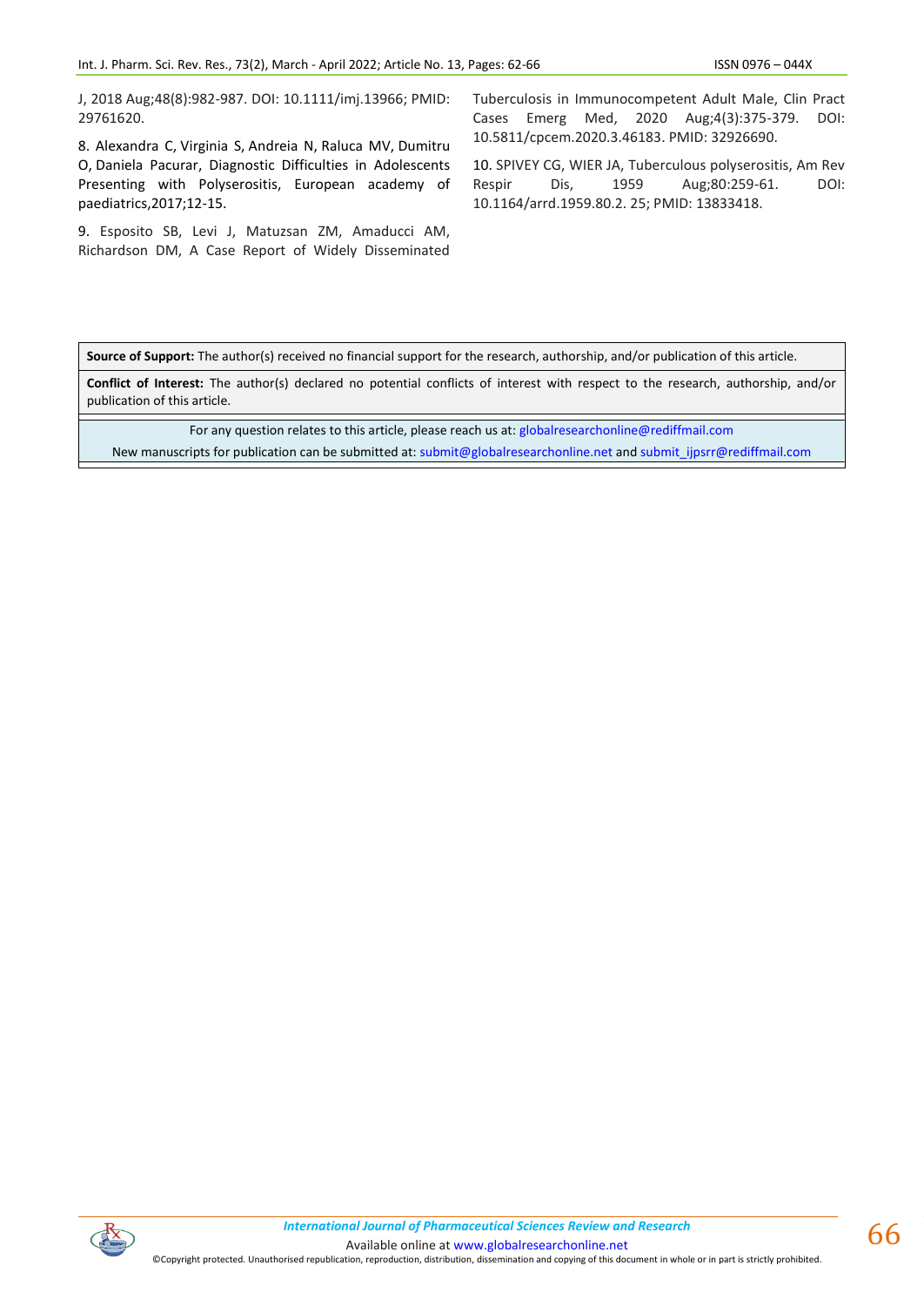J, 2018 Aug;48(8):982-987. DOI: 10.1111/imj.13966; PMID: 29761620.

8. Alexandra C, Virginia S, Andreia N, Raluca MV, Dumitru O, Daniela Pacurar, Diagnostic Difficulties in Adolescents Presenting with Polyserositis, European academy of paediatrics,2017;12-15.

9. Esposito SB, Levi J, Matuzsan ZM, Amaducci AM, Richardson DM, A Case Report of Widely Disseminated Tuberculosis in Immunocompetent Adult Male, Clin Pract Cases Emerg Med, 2020 Aug;4(3):375-379. DOI: 10.5811/cpcem.2020.3.46183. PMID: 32926690.

10. SPIVEY CG, WIER JA, Tuberculous polyserositis, Am Rev Respir Dis, 1959 Aug;80:259-61. DOI: 10.1164/arrd.1959.80.2. 25; PMID: 13833418.

**Source of Support:** The author(s) received no financial support for the research, authorship, and/or publication of this article.

**Conflict of Interest:** The author(s) declared no potential conflicts of interest with respect to the research, authorship, and/or publication of this article.

For any question relates to this article, please reach us at: globalresearchonline@rediffmail.com

New manuscripts for publication can be submitted at: submit@globalresearchonline.net and submit_ijpsrr@rediffmail.com